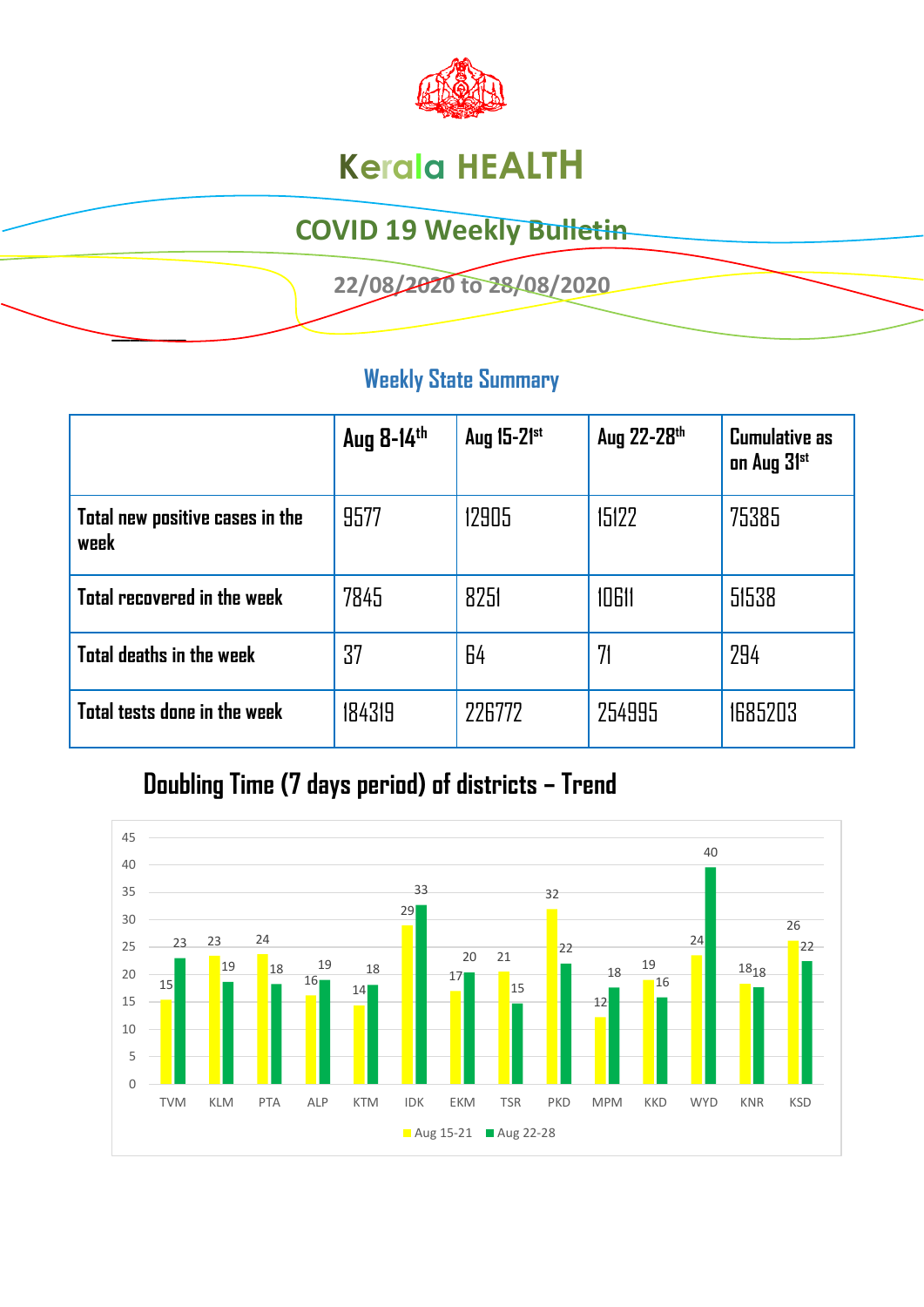# Kerala HEALTH

## COVID 19 Weekly Bulletin

22/08/2020 to 28/08/2020

### Weekly State Summary

| | Aug 8-14th | Aug 15-21st | Aug 22-28th | Cumulative as on Aug 31st |
|---|---|---|---|---|
| Total new positive cases in the week | 9577 | 12905 | 15122 | 75385 |
| Total recovered in the week | 7845 | 8251 | 10611 | 51538 |
| Total deaths in the week | 37 | 64 | 71 | 294 |
| Total tests done in the week | 184319 | 226772 | 254995 | 1685203 |

## Doubling Time (7 days period) of districts – Trend

| District | Aug 15-21 | Aug 22-28 |
|---|---|---|
| TVM | 15 | 23 |
| KLM | 23 | 19 |
| PTA | 24 | 18 |
| ALP | 16 | 19 |
| KTM | 14 | 18 |
| IDK | 29 | 33 |
| EKM | 17 | 20 |
| TSR | 21 | 15 |
| PKD | 32 | 22 |
| MPM | 12 | 18 |
| KKD | 19 | 16 |
| WYD | 24 | 40 |
| KNR | 18 | 18 |
| KSD | 26 | 22 |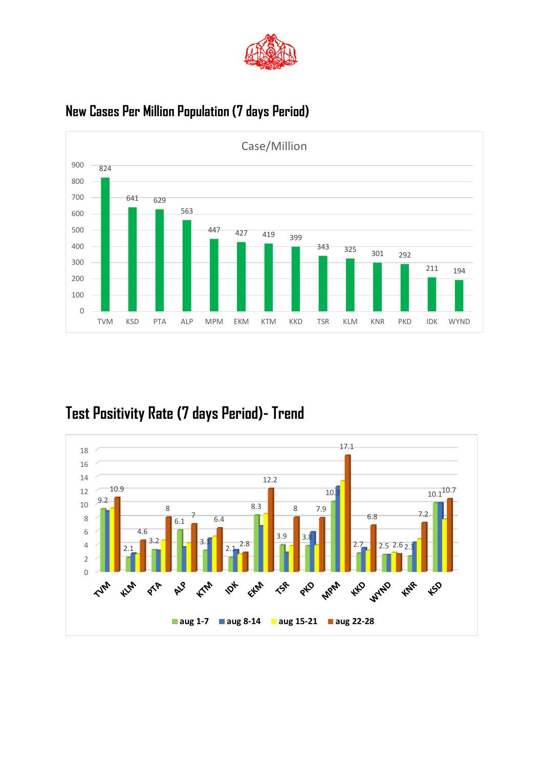## New Cases Per Million Population (7 days Period)

Case/Million

| District | Case/Million |
|---|---|
| TVM | 824 |
| KSD | 641 |
| PTA | 629 |
| ALP | 563 |
| MPM | 447 |
| EKM | 427 |
| KTM | 419 |
| KKD | 399 |
| TSR | 343 |
| KLM | 325 |
| KNR | 301 |
| PKD | 292 |
| IDK | 211 |
| WYND | 194 |

## Test Positivity Rate (7 days Period)- Trend

| District | aug 1-7 | aug 22-28 |
|---|---|---|
| TVM | 9.2 | 10.9 |
| KLM | 2.1 | 4.6 |
| PTA | 3.2 | 8 |
| ALP | 6.1 | 7 |
| KTM | 3.1 | 6.4 |
| IDK | 2.1 | 2.8 |
| EKM | 8.3 | 12.2 |
| TSR | 3.9 | 8 |
| PKD | 3.8 | 7.9 |
| MPM | 10.3 | 17.1 |
| KKD | 2.7 | 6.8 |
| WYND | 2.5 | 2.6 |
| KNR | 2.3 | 7.2 |
| KSD | 10.1 | 10.7 |

aug 1-7 | aug 8-14 | aug 15-21 | aug 22-28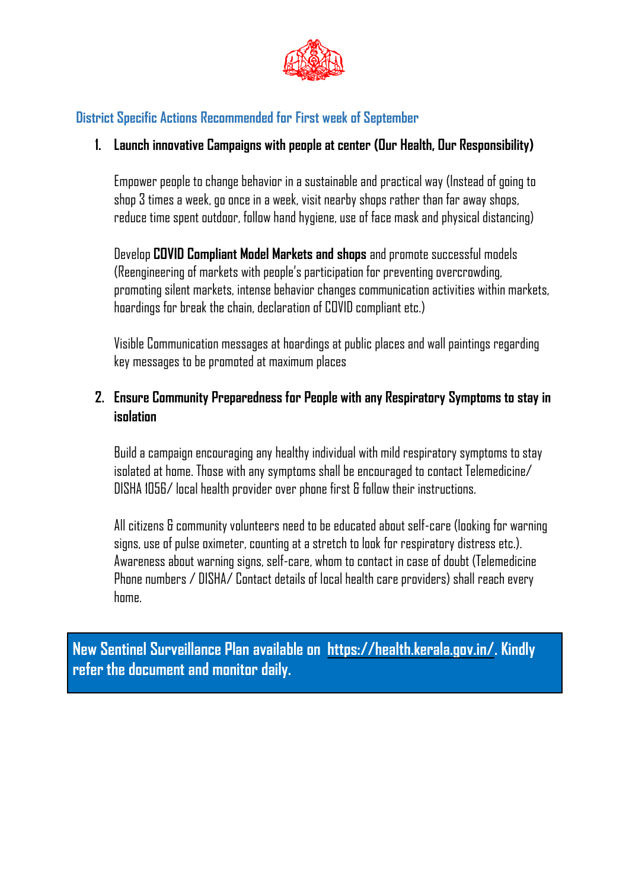## District Specific Actions Recommended for First week of September

1. **Launch innovative Campaigns with people at center (Our Health, Our Responsibility)**

   Empower people to change behavior in a sustainable and practical way (Instead of going to shop 3 times a week, go once in a week, visit nearby shops rather than far away shops, reduce time spent outdoor, follow hand hygiene, use of face mask and physical distancing)

   Develop **COVID Compliant Model Markets and shops** and promote successful models (Reengineering of markets with people's participation for preventing overcrowding, promoting silent markets, intense behavior changes communication activities within markets, hoardings for break the chain, declaration of COVID compliant etc.)

   Visible Communication messages at hoardings at public places and wall paintings regarding key messages to be promoted at maximum places

2. **Ensure Community Preparedness for People with any Respiratory Symptoms to stay in isolation**

   Build a campaign encouraging any healthy individual with mild respiratory symptoms to stay isolated at home. Those with any symptoms shall be encouraged to contact Telemedicine/ DISHA 1056/ local health provider over phone first & follow their instructions.

   All citizens & community volunteers need to be educated about self-care (looking for warning signs, use of pulse oximeter, counting at a stretch to look for respiratory distress etc.). Awareness about warning signs, self-care, whom to contact in case of doubt (Telemedicine Phone numbers / DISHA/ Contact details of local health care providers) shall reach every home.

**New Sentinel Surveillance Plan available on https://health.kerala.gov.in/. Kindly refer the document and monitor daily.**